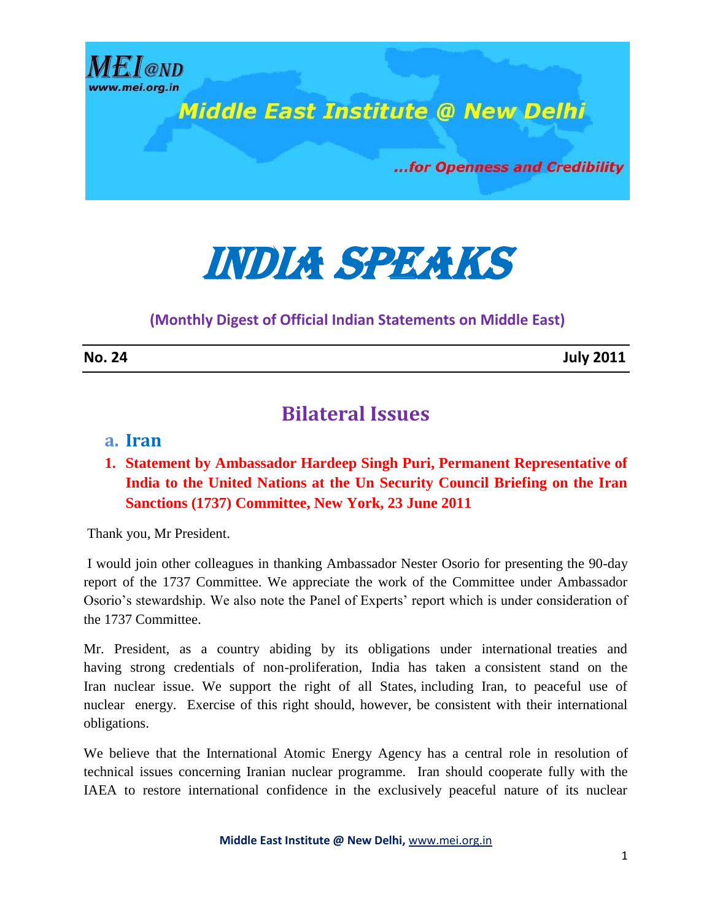MEI@ND
www.mei.org.in

Middle East Institute @ New Delhi

...for Openness and Credibility

# INDIA SPEAKS

**(Monthly Digest of Official Indian Statements on Middle East)**

**No. 24** **July 2011**

## Bilateral Issues

### a. Iran

#### 1. Statement by Ambassador Hardeep Singh Puri, Permanent Representative of India to the United Nations at the Un Security Council Briefing on the Iran Sanctions (1737) Committee, New York, 23 June 2011

Thank you, Mr President.

I would join other colleagues in thanking Ambassador Nester Osorio for presenting the 90-day report of the 1737 Committee. We appreciate the work of the Committee under Ambassador Osorio's stewardship. We also note the Panel of Experts' report which is under consideration of the 1737 Committee.

Mr. President, as a country abiding by its obligations under international treaties and having strong credentials of non-proliferation, India has taken a consistent stand on the Iran nuclear issue. We support the right of all States, including Iran, to peaceful use of nuclear energy. Exercise of this right should, however, be consistent with their international obligations.

We believe that the International Atomic Energy Agency has a central role in resolution of technical issues concerning Iranian nuclear programme. Iran should cooperate fully with the IAEA to restore international confidence in the exclusively peaceful nature of its nuclear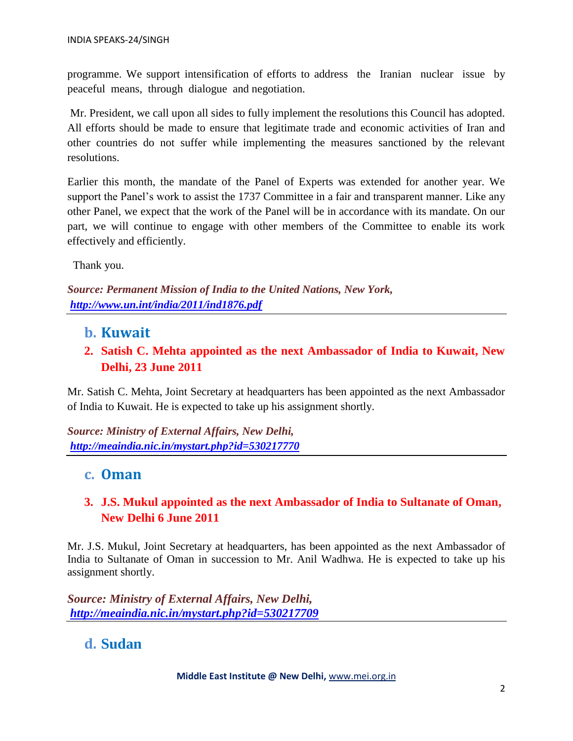programme. We support intensification of efforts to address the Iranian nuclear issue by peaceful means, through dialogue and negotiation.

Mr. President, we call upon all sides to fully implement the resolutions this Council has adopted. All efforts should be made to ensure that legitimate trade and economic activities of Iran and other countries do not suffer while implementing the measures sanctioned by the relevant resolutions.

Earlier this month, the mandate of the Panel of Experts was extended for another year. We support the Panel's work to assist the 1737 Committee in a fair and transparent manner. Like any other Panel, we expect that the work of the Panel will be in accordance with its mandate. On our part, we will continue to engage with other members of the Committee to enable its work effectively and efficiently.

Thank you.

***Source: Permanent Mission of India to the United Nations, New York,*** ***http://www.un.int/india/2011/ind1876.pdf***

---

## b. Kuwait

### 2. Satish C. Mehta appointed as the next Ambassador of India to Kuwait, New Delhi, 23 June 2011

Mr. Satish C. Mehta, Joint Secretary at headquarters has been appointed as the next Ambassador of India to Kuwait. He is expected to take up his assignment shortly.

***Source: Ministry of External Affairs, New Delhi,*** ***http://meaindia.nic.in/mystart.php?id=530217770***

---

## c. Oman

### 3. J.S. Mukul appointed as the next Ambassador of India to Sultanate of Oman, New Delhi 6 June 2011

Mr. J.S. Mukul, Joint Secretary at headquarters, has been appointed as the next Ambassador of India to Sultanate of Oman in succession to Mr. Anil Wadhwa. He is expected to take up his assignment shortly.

***Source: Ministry of External Affairs, New Delhi,*** ***http://meaindia.nic.in/mystart.php?id=530217709***

---

## d. Sudan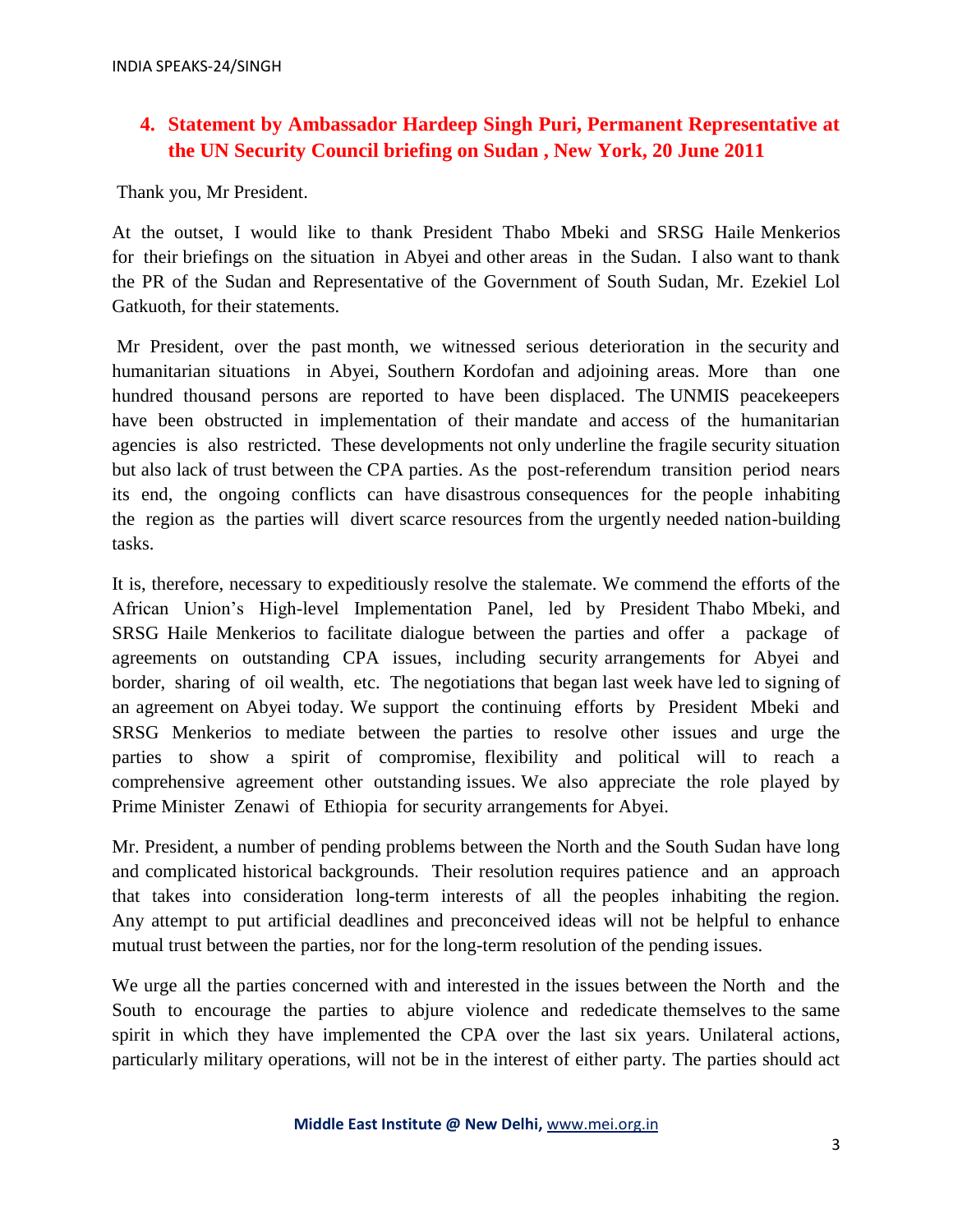## 4. Statement by Ambassador Hardeep Singh Puri, Permanent Representative at the UN Security Council briefing on Sudan , New York, 20 June 2011

Thank you, Mr President.

At the outset, I would like to thank President Thabo Mbeki and SRSG Haile Menkerios for their briefings on the situation in Abyei and other areas in the Sudan. I also want to thank the PR of the Sudan and Representative of the Government of South Sudan, Mr. Ezekiel Lol Gatkuoth, for their statements.

Mr President, over the past month, we witnessed serious deterioration in the security and humanitarian situations in Abyei, Southern Kordofan and adjoining areas. More than one hundred thousand persons are reported to have been displaced. The UNMIS peacekeepers have been obstructed in implementation of their mandate and access of the humanitarian agencies is also restricted. These developments not only underline the fragile security situation but also lack of trust between the CPA parties. As the post-referendum transition period nears its end, the ongoing conflicts can have disastrous consequences for the people inhabiting the region as the parties will divert scarce resources from the urgently needed nation-building tasks.

It is, therefore, necessary to expeditiously resolve the stalemate. We commend the efforts of the African Union's High-level Implementation Panel, led by President Thabo Mbeki, and SRSG Haile Menkerios to facilitate dialogue between the parties and offer a package of agreements on outstanding CPA issues, including security arrangements for Abyei and border, sharing of oil wealth, etc. The negotiations that began last week have led to signing of an agreement on Abyei today. We support the continuing efforts by President Mbeki and SRSG Menkerios to mediate between the parties to resolve other issues and urge the parties to show a spirit of compromise, flexibility and political will to reach a comprehensive agreement other outstanding issues. We also appreciate the role played by Prime Minister Zenawi of Ethiopia for security arrangements for Abyei.

Mr. President, a number of pending problems between the North and the South Sudan have long and complicated historical backgrounds. Their resolution requires patience and an approach that takes into consideration long-term interests of all the peoples inhabiting the region. Any attempt to put artificial deadlines and preconceived ideas will not be helpful to enhance mutual trust between the parties, nor for the long-term resolution of the pending issues.

We urge all the parties concerned with and interested in the issues between the North and the South to encourage the parties to abjure violence and rededicate themselves to the same spirit in which they have implemented the CPA over the last six years. Unilateral actions, particularly military operations, will not be in the interest of either party. The parties should act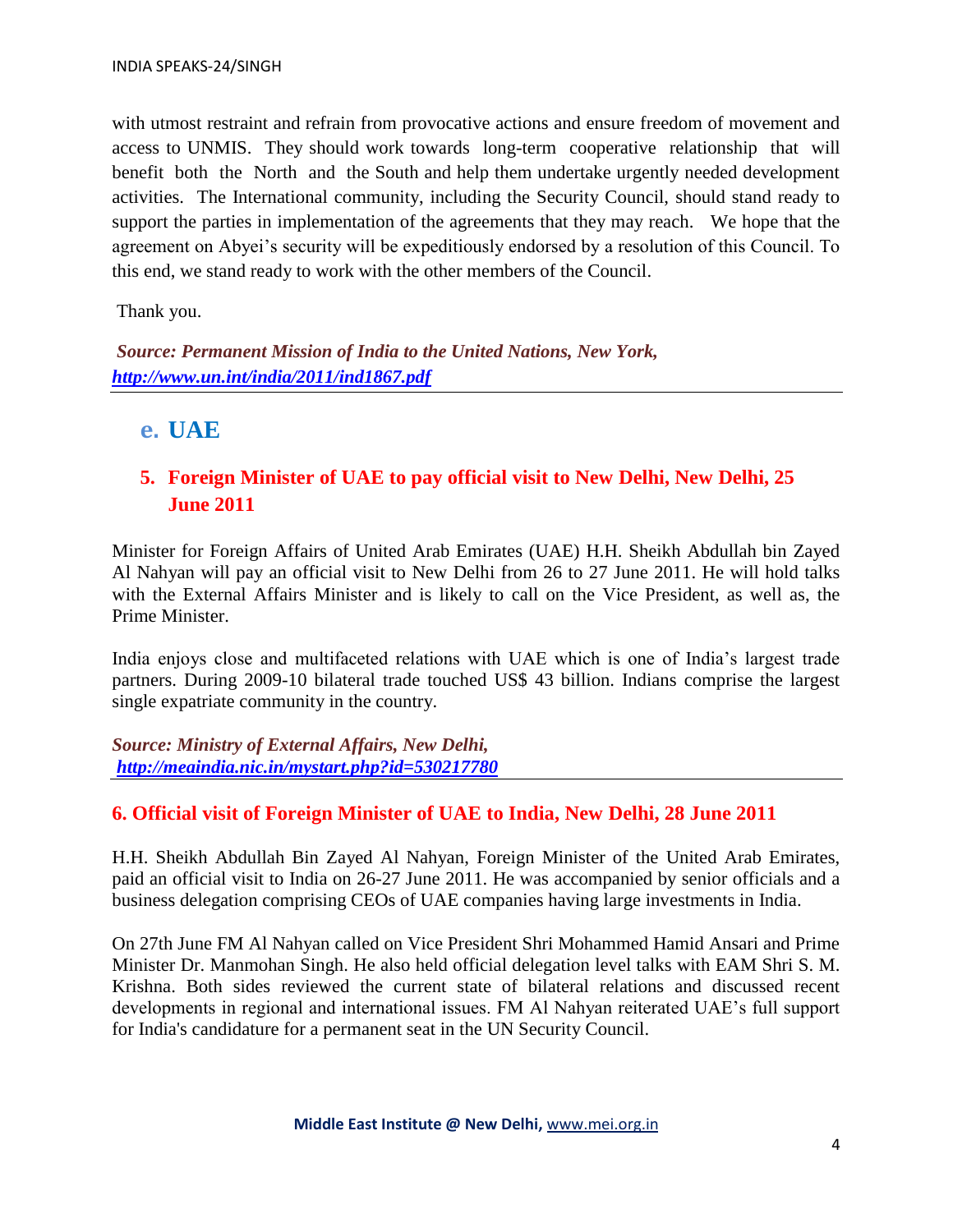with utmost restraint and refrain from provocative actions and ensure freedom of movement and access to UNMIS. They should work towards long-term cooperative relationship that will benefit both the North and the South and help them undertake urgently needed development activities. The International community, including the Security Council, should stand ready to support the parties in implementation of the agreements that they may reach. We hope that the agreement on Abyei's security will be expeditiously endorsed by a resolution of this Council. To this end, we stand ready to work with the other members of the Council.

Thank you.

***Source: Permanent Mission of India to the United Nations, New York,*** ***http://www.un.int/india/2011/ind1867.pdf***

## e. UAE

### 5. Foreign Minister of UAE to pay official visit to New Delhi, New Delhi, 25 June 2011

Minister for Foreign Affairs of United Arab Emirates (UAE) H.H. Sheikh Abdullah bin Zayed Al Nahyan will pay an official visit to New Delhi from 26 to 27 June 2011. He will hold talks with the External Affairs Minister and is likely to call on the Vice President, as well as, the Prime Minister.

India enjoys close and multifaceted relations with UAE which is one of India's largest trade partners. During 2009-10 bilateral trade touched US$ 43 billion. Indians comprise the largest single expatriate community in the country.

***Source: Ministry of External Affairs, New Delhi,*** ***http://meaindia.nic.in/mystart.php?id=530217780***

### 6. Official visit of Foreign Minister of UAE to India, New Delhi, 28 June 2011

H.H. Sheikh Abdullah Bin Zayed Al Nahyan, Foreign Minister of the United Arab Emirates, paid an official visit to India on 26-27 June 2011. He was accompanied by senior officials and a business delegation comprising CEOs of UAE companies having large investments in India.

On 27th June FM Al Nahyan called on Vice President Shri Mohammed Hamid Ansari and Prime Minister Dr. Manmohan Singh. He also held official delegation level talks with EAM Shri S. M. Krishna. Both sides reviewed the current state of bilateral relations and discussed recent developments in regional and international issues. FM Al Nahyan reiterated UAE's full support for India's candidature for a permanent seat in the UN Security Council.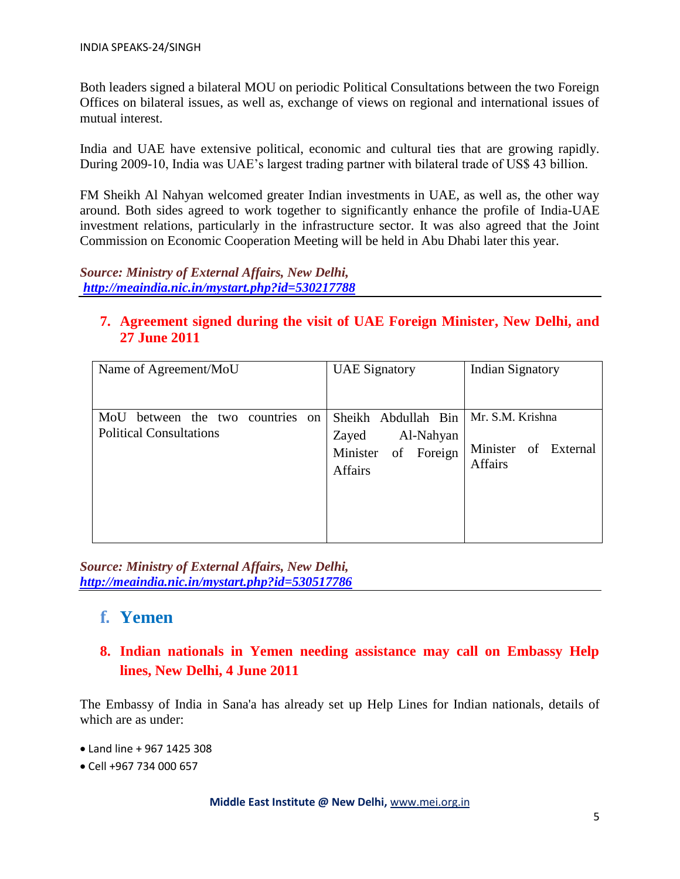Both leaders signed a bilateral MOU on periodic Political Consultations between the two Foreign Offices on bilateral issues, as well as, exchange of views on regional and international issues of mutual interest.

India and UAE have extensive political, economic and cultural ties that are growing rapidly. During 2009-10, India was UAE's largest trading partner with bilateral trade of US$ 43 billion.

FM Sheikh Al Nahyan welcomed greater Indian investments in UAE, as well as, the other way around. Both sides agreed to work together to significantly enhance the profile of India-UAE investment relations, particularly in the infrastructure sector. It was also agreed that the Joint Commission on Economic Cooperation Meeting will be held in Abu Dhabi later this year.

***Source: Ministry of External Affairs, New Delhi,***
***http://meaindia.nic.in/mystart.php?id=530217788***

### 7. Agreement signed during the visit of UAE Foreign Minister, New Delhi, and 27 June 2011

| Name of Agreement/MoU | UAE Signatory | Indian Signatory |
|---|---|---|
| MoU between the two countries on Political Consultations | Sheikh Abdullah Bin Zayed Al-Nahyan Minister of Foreign Affairs | Mr. S.M. Krishna<br><br>Minister of External Affairs |

***Source: Ministry of External Affairs, New Delhi,***
***http://meaindia.nic.in/mystart.php?id=530517786***

## f. Yemen

### 8. Indian nationals in Yemen needing assistance may call on Embassy Help lines, New Delhi, 4 June 2011

The Embassy of India in Sana'a has already set up Help Lines for Indian nationals, details of which are as under:

- Land line + 967 1425 308
- Cell +967 734 000 657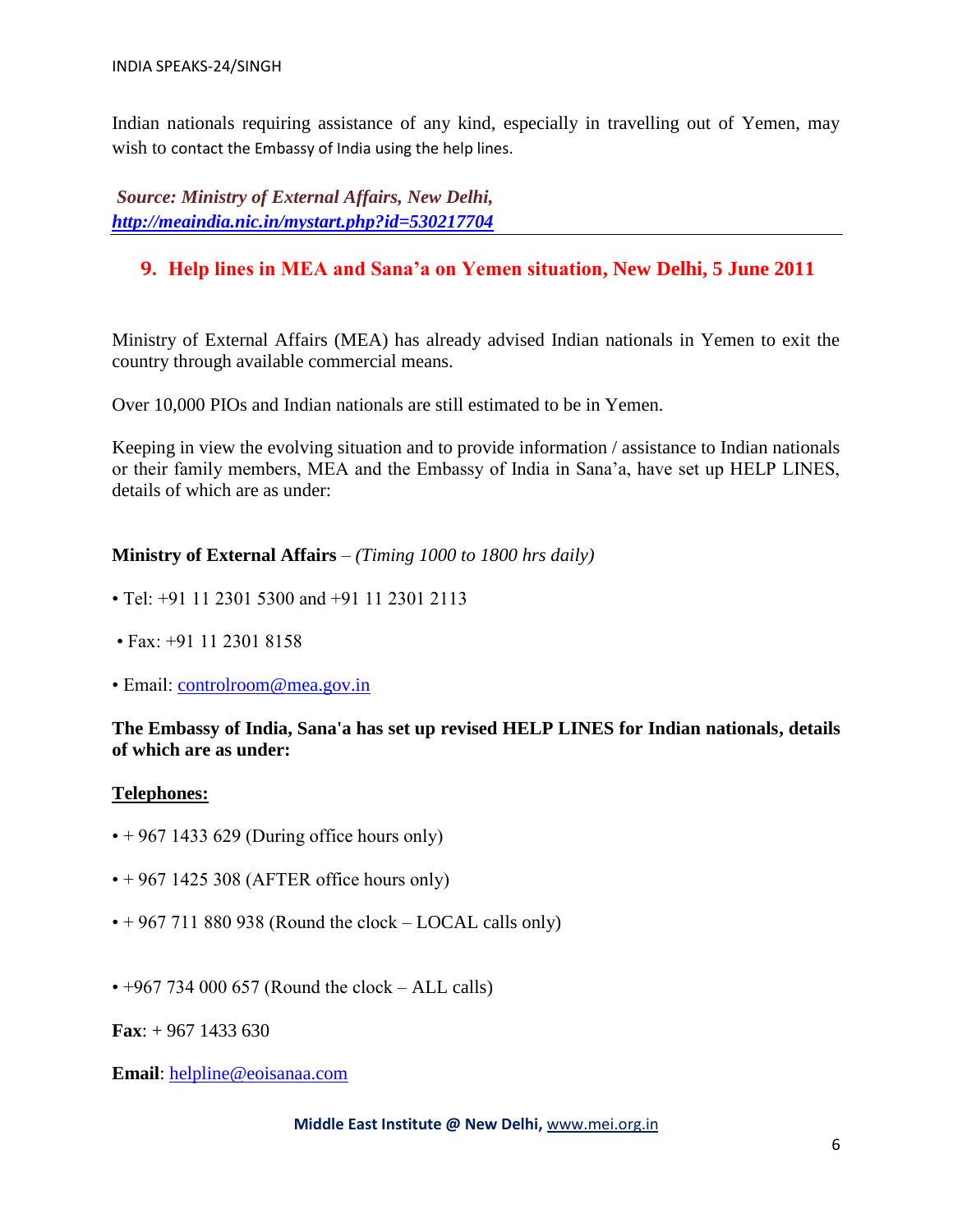Indian nationals requiring assistance of any kind, especially in travelling out of Yemen, may wish to contact the Embassy of India using the help lines.

***Source: Ministry of External Affairs, New Delhi,*** ***http://meaindia.nic.in/mystart.php?id=530217704***

---

## 9. Help lines in MEA and Sana'a on Yemen situation, New Delhi, 5 June 2011

Ministry of External Affairs (MEA) has already advised Indian nationals in Yemen to exit the country through available commercial means.

Over 10,000 PIOs and Indian nationals are still estimated to be in Yemen.

Keeping in view the evolving situation and to provide information / assistance to Indian nationals or their family members, MEA and the Embassy of India in Sana'a, have set up HELP LINES, details of which are as under:

**Ministry of External Affairs** – *(Timing 1000 to 1800 hrs daily)*

- Tel: +91 11 2301 5300 and +91 11 2301 2113
- Fax: +91 11 2301 8158
- Email: controlroom@mea.gov.in

**The Embassy of India, Sana'a has set up revised HELP LINES for Indian nationals, details of which are as under:**

**Telephones:**

- + 967 1433 629 (During office hours only)
- + 967 1425 308 (AFTER office hours only)
- + 967 711 880 938 (Round the clock – LOCAL calls only)
- +967 734 000 657 (Round the clock – ALL calls)

**Fax**: + 967 1433 630

**Email**: helpline@eoisanaa.com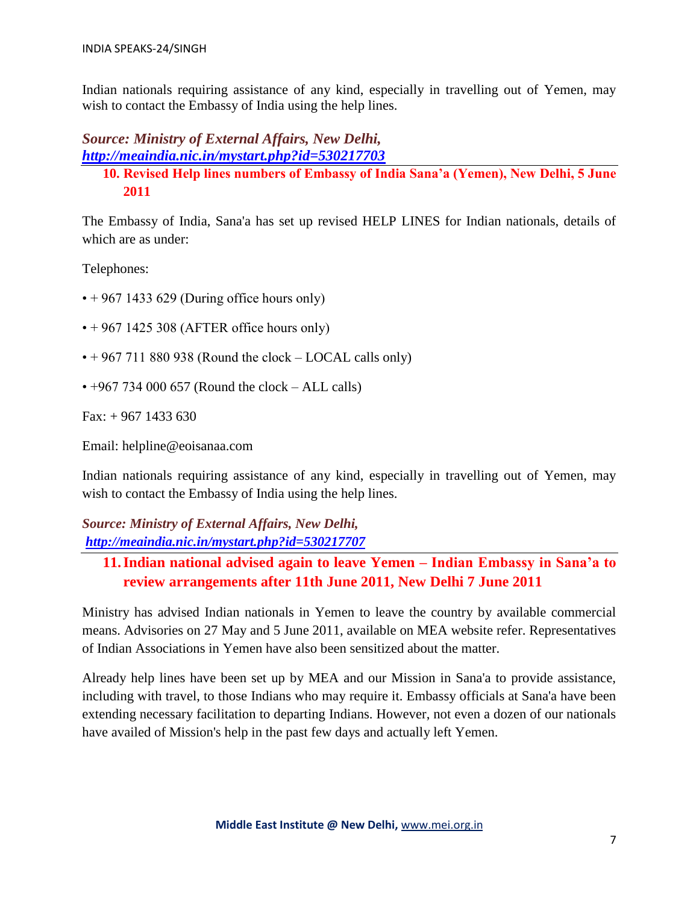Indian nationals requiring assistance of any kind, especially in travelling out of Yemen, may wish to contact the Embassy of India using the help lines.

***Source: Ministry of External Affairs, New Delhi,***
***http://meaindia.nic.in/mystart.php?id=530217703***

## 10. Revised Help lines numbers of Embassy of India Sana'a (Yemen), New Delhi, 5 June 2011

The Embassy of India, Sana'a has set up revised HELP LINES for Indian nationals, details of which are as under:

Telephones:

- \+ 967 1433 629 (During office hours only)
- \+ 967 1425 308 (AFTER office hours only)
- \+ 967 711 880 938 (Round the clock – LOCAL calls only)
- +967 734 000 657 (Round the clock – ALL calls)

Fax: + 967 1433 630

Email: helpline@eoisanaa.com

Indian nationals requiring assistance of any kind, especially in travelling out of Yemen, may wish to contact the Embassy of India using the help lines.

***Source: Ministry of External Affairs, New Delhi,***
***http://meaindia.nic.in/mystart.php?id=530217707***

## 11. Indian national advised again to leave Yemen – Indian Embassy in Sana'a to review arrangements after 11th June 2011, New Delhi 7 June 2011

Ministry has advised Indian nationals in Yemen to leave the country by available commercial means. Advisories on 27 May and 5 June 2011, available on MEA website refer. Representatives of Indian Associations in Yemen have also been sensitized about the matter.

Already help lines have been set up by MEA and our Mission in Sana'a to provide assistance, including with travel, to those Indians who may require it. Embassy officials at Sana'a have been extending necessary facilitation to departing Indians. However, not even a dozen of our nationals have availed of Mission's help in the past few days and actually left Yemen.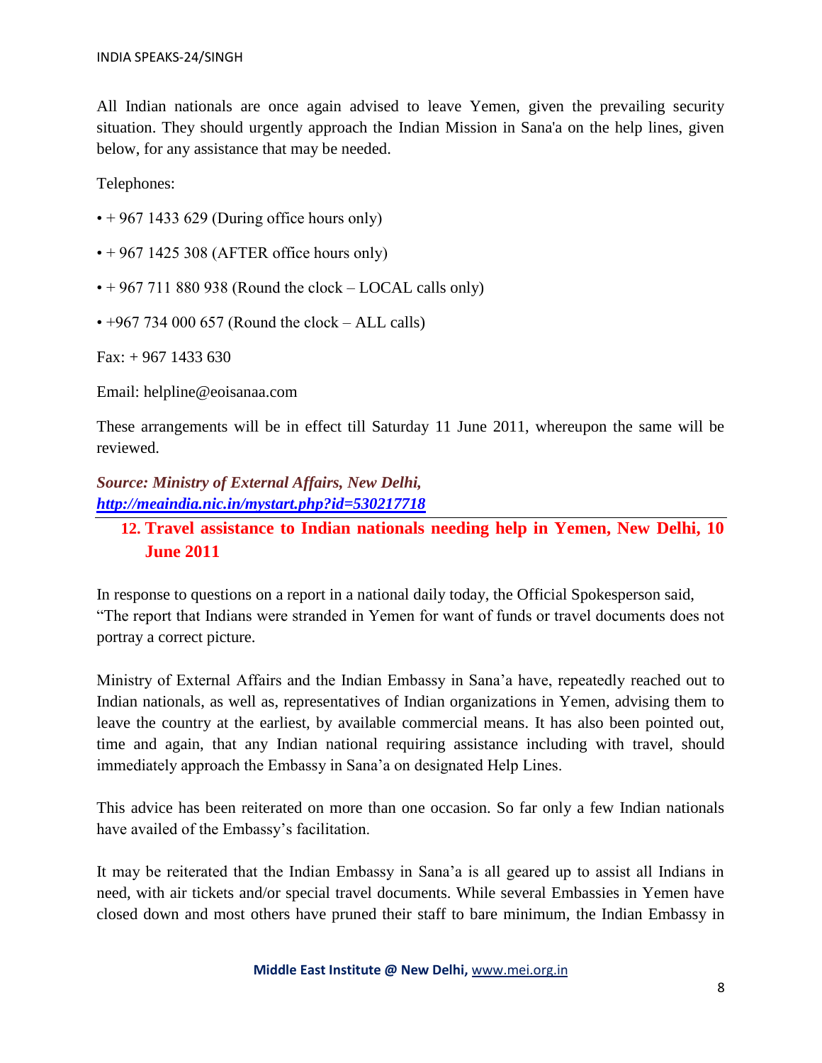All Indian nationals are once again advised to leave Yemen, given the prevailing security situation. They should urgently approach the Indian Mission in Sana'a on the help lines, given below, for any assistance that may be needed.

Telephones:

- + 967 1433 629 (During office hours only)
- + 967 1425 308 (AFTER office hours only)
- + 967 711 880 938 (Round the clock – LOCAL calls only)
- +967 734 000 657 (Round the clock – ALL calls)

Fax: + 967 1433 630

Email: helpline@eoisanaa.com

These arrangements will be in effect till Saturday 11 June 2011, whereupon the same will be reviewed.

***Source: Ministry of External Affairs, New Delhi, http://meaindia.nic.in/mystart.php?id=530217718***

## 12. Travel assistance to Indian nationals needing help in Yemen, New Delhi, 10 June 2011

In response to questions on a report in a national daily today, the Official Spokesperson said, "The report that Indians were stranded in Yemen for want of funds or travel documents does not portray a correct picture.

Ministry of External Affairs and the Indian Embassy in Sana'a have, repeatedly reached out to Indian nationals, as well as, representatives of Indian organizations in Yemen, advising them to leave the country at the earliest, by available commercial means. It has also been pointed out, time and again, that any Indian national requiring assistance including with travel, should immediately approach the Embassy in Sana'a on designated Help Lines.

This advice has been reiterated on more than one occasion. So far only a few Indian nationals have availed of the Embassy's facilitation.

It may be reiterated that the Indian Embassy in Sana'a is all geared up to assist all Indians in need, with air tickets and/or special travel documents. While several Embassies in Yemen have closed down and most others have pruned their staff to bare minimum, the Indian Embassy in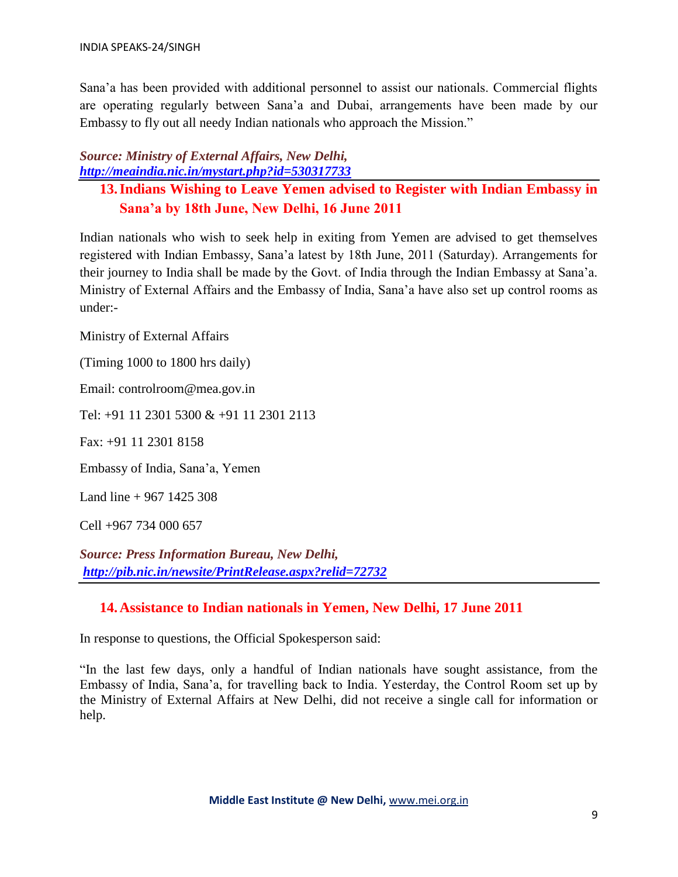Sana'a has been provided with additional personnel to assist our nationals. Commercial flights are operating regularly between Sana'a and Dubai, arrangements have been made by our Embassy to fly out all needy Indian nationals who approach the Mission."

***Source: Ministry of External Affairs, New Delhi, [http://meaindia.nic.in/mystart.php?id=530317733](http://meaindia.nic.in/mystart.php?id=530317733)***

## 13. Indians Wishing to Leave Yemen advised to Register with Indian Embassy in Sana'a by 18th June, New Delhi, 16 June 2011

Indian nationals who wish to seek help in exiting from Yemen are advised to get themselves registered with Indian Embassy, Sana'a latest by 18th June, 2011 (Saturday). Arrangements for their journey to India shall be made by the Govt. of India through the Indian Embassy at Sana'a. Ministry of External Affairs and the Embassy of India, Sana'a have also set up control rooms as under:-

Ministry of External Affairs

(Timing 1000 to 1800 hrs daily)

Email: controlroom@mea.gov.in

Tel: +91 11 2301 5300 & +91 11 2301 2113

Fax: +91 11 2301 8158

Embassy of India, Sana'a, Yemen

Land line + 967 1425 308

Cell +967 734 000 657

***Source: Press Information Bureau, New Delhi, [http://pib.nic.in/newsite/PrintRelease.aspx?relid=72732](http://pib.nic.in/newsite/PrintRelease.aspx?relid=72732)***

## 14. Assistance to Indian nationals in Yemen, New Delhi, 17 June 2011

In response to questions, the Official Spokesperson said:

"In the last few days, only a handful of Indian nationals have sought assistance, from the Embassy of India, Sana'a, for travelling back to India. Yesterday, the Control Room set up by the Ministry of External Affairs at New Delhi, did not receive a single call for information or help.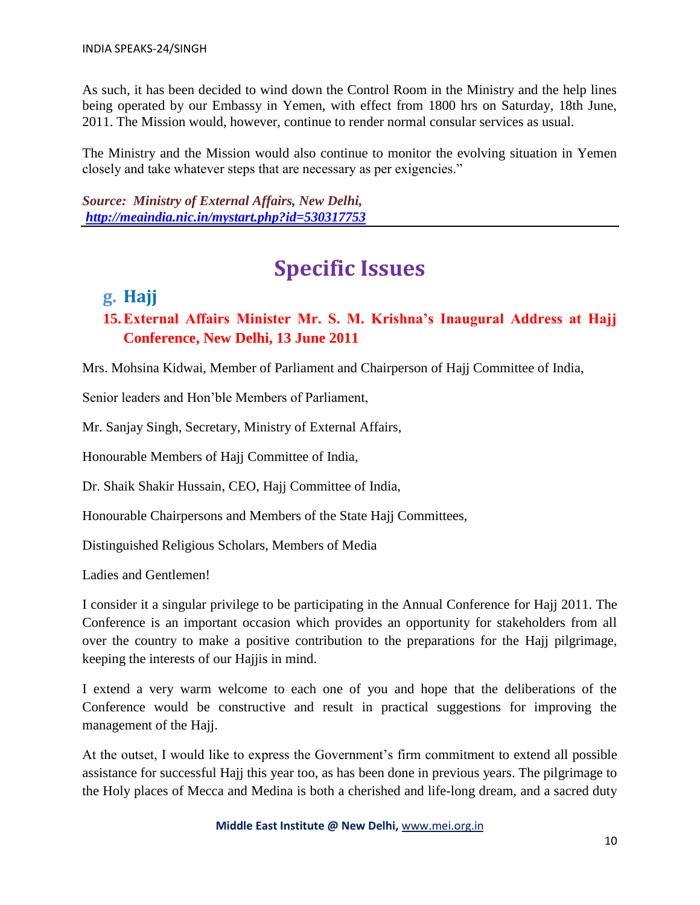As such, it has been decided to wind down the Control Room in the Ministry and the help lines being operated by our Embassy in Yemen, with effect from 1800 hrs on Saturday, 18th June, 2011. The Mission would, however, continue to render normal consular services as usual.

The Ministry and the Mission would also continue to monitor the evolving situation in Yemen closely and take whatever steps that are necessary as per exigencies."

***Source: Ministry of External Affairs, New Delhi,*** ***http://meaindia.nic.in/mystart.php?id=530317753***

---

# Specific Issues

## g. Hajj

### 15. External Affairs Minister Mr. S. M. Krishna's Inaugural Address at Hajj Conference, New Delhi, 13 June 2011

Mrs. Mohsina Kidwai, Member of Parliament and Chairperson of Hajj Committee of India,

Senior leaders and Hon'ble Members of Parliament,

Mr. Sanjay Singh, Secretary, Ministry of External Affairs,

Honourable Members of Hajj Committee of India,

Dr. Shaik Shakir Hussain, CEO, Hajj Committee of India,

Honourable Chairpersons and Members of the State Hajj Committees,

Distinguished Religious Scholars, Members of Media

Ladies and Gentlemen!

I consider it a singular privilege to be participating in the Annual Conference for Hajj 2011. The Conference is an important occasion which provides an opportunity for stakeholders from all over the country to make a positive contribution to the preparations for the Hajj pilgrimage, keeping the interests of our Hajjis in mind.

I extend a very warm welcome to each one of you and hope that the deliberations of the Conference would be constructive and result in practical suggestions for improving the management of the Hajj.

At the outset, I would like to express the Government's firm commitment to extend all possible assistance for successful Hajj this year too, as has been done in previous years. The pilgrimage to the Holy places of Mecca and Medina is both a cherished and life-long dream, and a sacred duty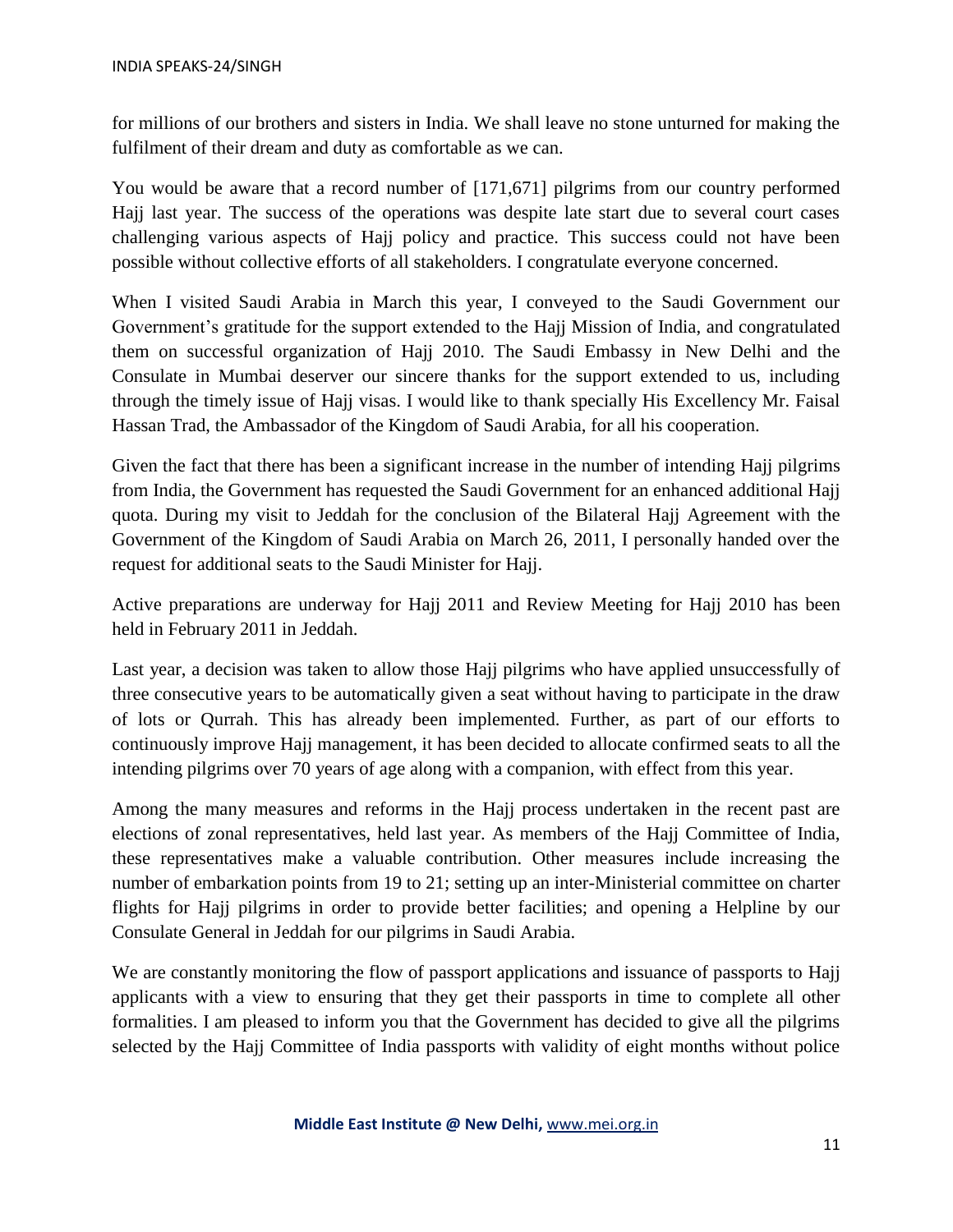for millions of our brothers and sisters in India. We shall leave no stone unturned for making the fulfilment of their dream and duty as comfortable as we can.

You would be aware that a record number of [171,671] pilgrims from our country performed Hajj last year. The success of the operations was despite late start due to several court cases challenging various aspects of Hajj policy and practice. This success could not have been possible without collective efforts of all stakeholders. I congratulate everyone concerned.

When I visited Saudi Arabia in March this year, I conveyed to the Saudi Government our Government's gratitude for the support extended to the Hajj Mission of India, and congratulated them on successful organization of Hajj 2010. The Saudi Embassy in New Delhi and the Consulate in Mumbai deserver our sincere thanks for the support extended to us, including through the timely issue of Hajj visas. I would like to thank specially His Excellency Mr. Faisal Hassan Trad, the Ambassador of the Kingdom of Saudi Arabia, for all his cooperation.

Given the fact that there has been a significant increase in the number of intending Hajj pilgrims from India, the Government has requested the Saudi Government for an enhanced additional Hajj quota. During my visit to Jeddah for the conclusion of the Bilateral Hajj Agreement with the Government of the Kingdom of Saudi Arabia on March 26, 2011, I personally handed over the request for additional seats to the Saudi Minister for Hajj.

Active preparations are underway for Hajj 2011 and Review Meeting for Hajj 2010 has been held in February 2011 in Jeddah.

Last year, a decision was taken to allow those Hajj pilgrims who have applied unsuccessfully of three consecutive years to be automatically given a seat without having to participate in the draw of lots or Qurrah. This has already been implemented. Further, as part of our efforts to continuously improve Hajj management, it has been decided to allocate confirmed seats to all the intending pilgrims over 70 years of age along with a companion, with effect from this year.

Among the many measures and reforms in the Hajj process undertaken in the recent past are elections of zonal representatives, held last year. As members of the Hajj Committee of India, these representatives make a valuable contribution. Other measures include increasing the number of embarkation points from 19 to 21; setting up an inter-Ministerial committee on charter flights for Hajj pilgrims in order to provide better facilities; and opening a Helpline by our Consulate General in Jeddah for our pilgrims in Saudi Arabia.

We are constantly monitoring the flow of passport applications and issuance of passports to Hajj applicants with a view to ensuring that they get their passports in time to complete all other formalities. I am pleased to inform you that the Government has decided to give all the pilgrims selected by the Hajj Committee of India passports with validity of eight months without police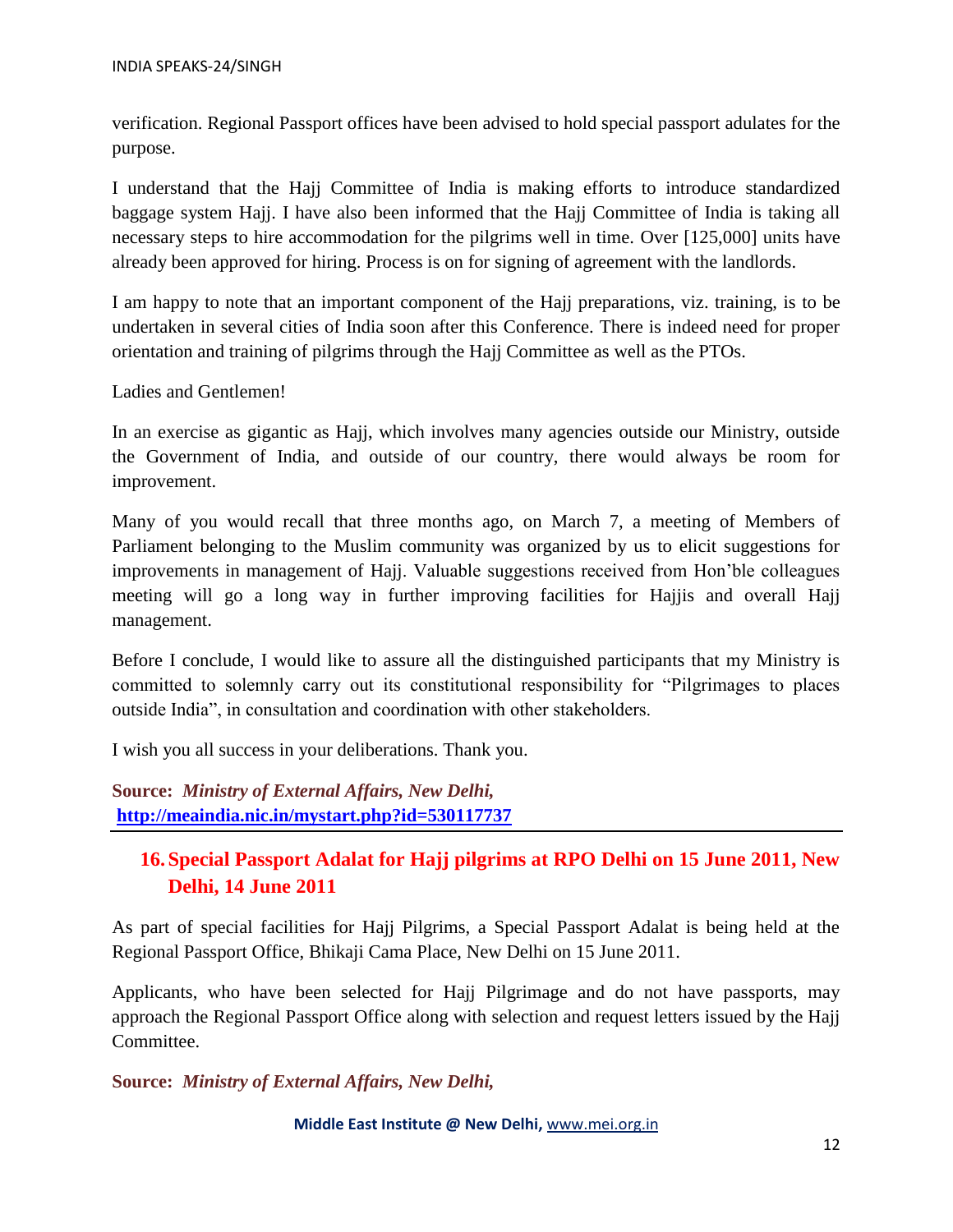verification. Regional Passport offices have been advised to hold special passport adulates for the purpose.

I understand that the Hajj Committee of India is making efforts to introduce standardized baggage system Hajj. I have also been informed that the Hajj Committee of India is taking all necessary steps to hire accommodation for the pilgrims well in time. Over [125,000] units have already been approved for hiring. Process is on for signing of agreement with the landlords.

I am happy to note that an important component of the Hajj preparations, viz. training, is to be undertaken in several cities of India soon after this Conference. There is indeed need for proper orientation and training of pilgrims through the Hajj Committee as well as the PTOs.

Ladies and Gentlemen!

In an exercise as gigantic as Hajj, which involves many agencies outside our Ministry, outside the Government of India, and outside of our country, there would always be room for improvement.

Many of you would recall that three months ago, on March 7, a meeting of Members of Parliament belonging to the Muslim community was organized by us to elicit suggestions for improvements in management of Hajj. Valuable suggestions received from Hon'ble colleagues meeting will go a long way in further improving facilities for Hajjis and overall Hajj management.

Before I conclude, I would like to assure all the distinguished participants that my Ministry is committed to solemnly carry out its constitutional responsibility for "Pilgrimages to places outside India", in consultation and coordination with other stakeholders.

I wish you all success in your deliberations. Thank you.

**Source:** ***Ministry of External Affairs, New Delhi,***
**http://meaindia.nic.in/mystart.php?id=530117737**

---

## 16. Special Passport Adalat for Hajj pilgrims at RPO Delhi on 15 June 2011, New Delhi, 14 June 2011

As part of special facilities for Hajj Pilgrims, a Special Passport Adalat is being held at the Regional Passport Office, Bhikaji Cama Place, New Delhi on 15 June 2011.

Applicants, who have been selected for Hajj Pilgrimage and do not have passports, may approach the Regional Passport Office along with selection and request letters issued by the Hajj Committee.

**Source:** ***Ministry of External Affairs, New Delhi,***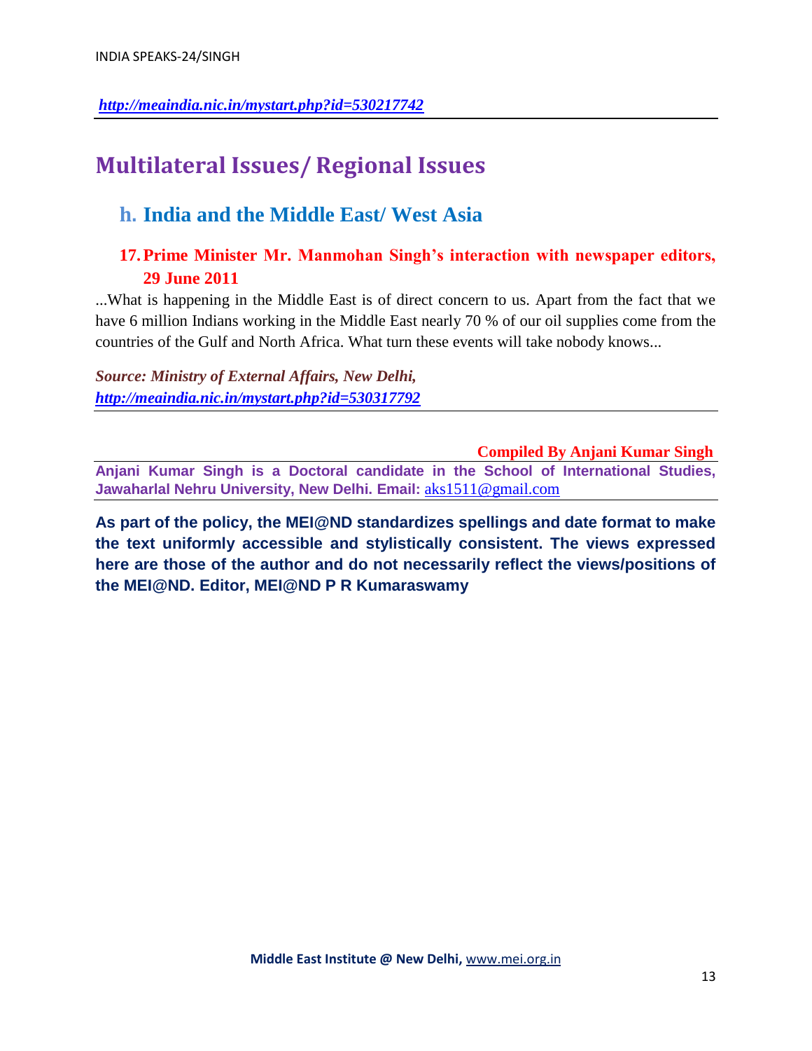*http://meaindia.nic.in/mystart.php?id=530217742*

# Multilateral Issues/ Regional Issues

## h. India and the Middle East/ West Asia

### 17. Prime Minister Mr. Manmohan Singh's interaction with newspaper editors, 29 June 2011

...What is happening in the Middle East is of direct concern to us. Apart from the fact that we have 6 million Indians working in the Middle East nearly 70 % of our oil supplies come from the countries of the Gulf and North Africa. What turn these events will take nobody knows...

*Source: Ministry of External Affairs, New Delhi,*
*http://meaindia.nic.in/mystart.php?id=530317792*

**Compiled By Anjani Kumar Singh**

**Anjani Kumar Singh is a Doctoral candidate in the School of International Studies, Jawaharlal Nehru University, New Delhi. Email:** aks1511@gmail.com

**As part of the policy, the MEI@ND standardizes spellings and date format to make the text uniformly accessible and stylistically consistent. The views expressed here are those of the author and do not necessarily reflect the views/positions of the MEI@ND. Editor, MEI@ND P R Kumaraswamy**